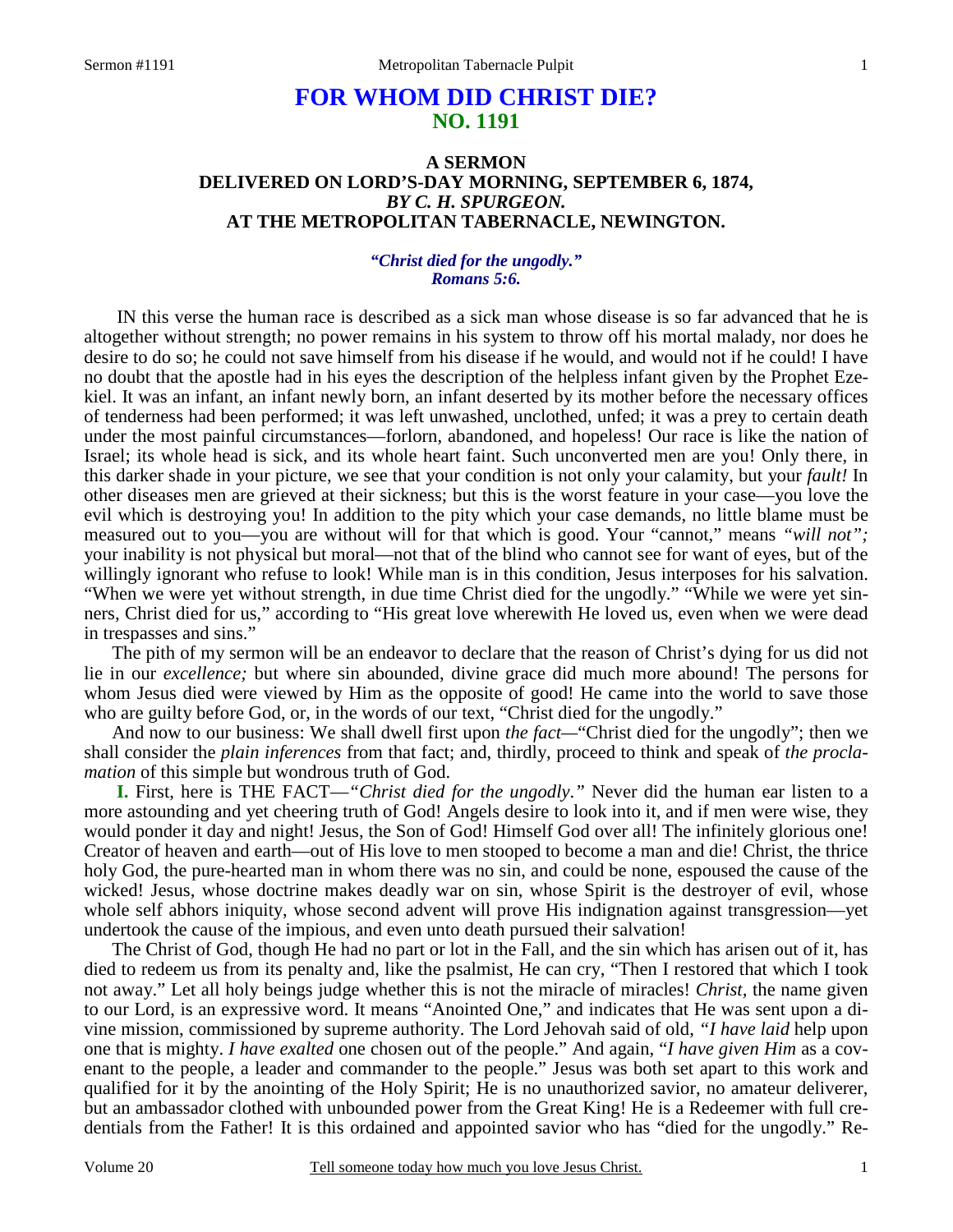# FOR WHOM DID CHRIST DIE?
## NO. 1191

### A SERMON
### DELIVERED ON LORD'S-DAY MORNING, SEPTEMBER 6, 1874,
### *BY C. H. SPURGEON.*
### AT THE METROPOLITAN TABERNACLE, NEWINGTON.

***"Christ died for the ungodly."***
***Romans 5:6.***

IN this verse the human race is described as a sick man whose disease is so far advanced that he is altogether without strength; no power remains in his system to throw off his mortal malady, nor does he desire to do so; he could not save himself from his disease if he would, and would not if he could! I have no doubt that the apostle had in his eyes the description of the helpless infant given by the Prophet Ezekiel. It was an infant, an infant newly born, an infant deserted by its mother before the necessary offices of tenderness had been performed; it was left unwashed, unclothed, unfed; it was a prey to certain death under the most painful circumstances—forlorn, abandoned, and hopeless! Our race is like the nation of Israel; its whole head is sick, and its whole heart faint. Such unconverted men are you! Only there, in this darker shade in your picture, we see that your condition is not only your calamity, but your *fault!* In other diseases men are grieved at their sickness; but this is the worst feature in your case—you love the evil which is destroying you! In addition to the pity which your case demands, no little blame must be measured out to you—you are without will for that which is good. Your "cannot," means *"will not";* your inability is not physical but moral—not that of the blind who cannot see for want of eyes, but of the willingly ignorant who refuse to look! While man is in this condition, Jesus interposes for his salvation. "When we were yet without strength, in due time Christ died for the ungodly." "While we were yet sinners, Christ died for us," according to "His great love wherewith He loved us, even when we were dead in trespasses and sins."

The pith of my sermon will be an endeavor to declare that the reason of Christ's dying for us did not lie in our *excellence;* but where sin abounded, divine grace did much more abound! The persons for whom Jesus died were viewed by Him as the opposite of good! He came into the world to save those who are guilty before God, or, in the words of our text, "Christ died for the ungodly."

And now to our business: We shall dwell first upon *the fact*—"Christ died for the ungodly"; then we shall consider the *plain inferences* from that fact; and, thirdly, proceed to think and speak of *the proclamation* of this simple but wondrous truth of God.

**I.** First, here is THE FACT—*"Christ died for the ungodly."* Never did the human ear listen to a more astounding and yet cheering truth of God! Angels desire to look into it, and if men were wise, they would ponder it day and night! Jesus, the Son of God! Himself God over all! The infinitely glorious one! Creator of heaven and earth—out of His love to men stooped to become a man and die! Christ, the thrice holy God, the pure-hearted man in whom there was no sin, and could be none, espoused the cause of the wicked! Jesus, whose doctrine makes deadly war on sin, whose Spirit is the destroyer of evil, whose whole self abhors iniquity, whose second advent will prove His indignation against transgression—yet undertook the cause of the impious, and even unto death pursued their salvation!

The Christ of God, though He had no part or lot in the Fall, and the sin which has arisen out of it, has died to redeem us from its penalty and, like the psalmist, He can cry, "Then I restored that which I took not away." Let all holy beings judge whether this is not the miracle of miracles! *Christ,* the name given to our Lord, is an expressive word. It means "Anointed One," and indicates that He was sent upon a divine mission, commissioned by supreme authority. The Lord Jehovah said of old, *"I have laid* help upon one that is mighty. *I have exalted* one chosen out of the people." And again, "*I have given Him* as a covenant to the people, a leader and commander to the people." Jesus was both set apart to this work and qualified for it by the anointing of the Holy Spirit; He is no unauthorized savior, no amateur deliverer, but an ambassador clothed with unbounded power from the Great King! He is a Redeemer with full credentials from the Father! It is this ordained and appointed savior who has "died for the ungodly." Re-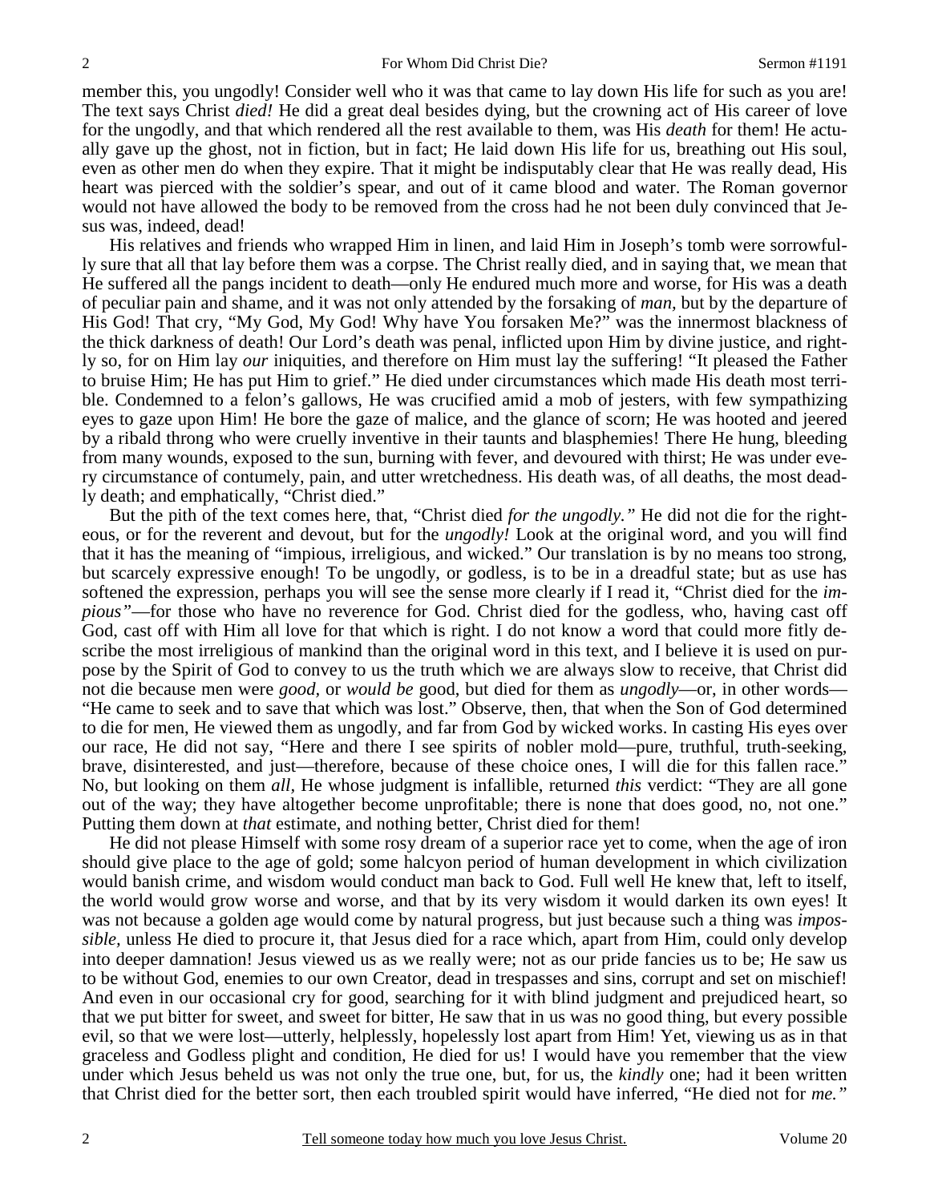member this, you ungodly! Consider well who it was that came to lay down His life for such as you are! The text says Christ *died!* He did a great deal besides dying, but the crowning act of His career of love for the ungodly, and that which rendered all the rest available to them, was His *death* for them! He actually gave up the ghost, not in fiction, but in fact; He laid down His life for us, breathing out His soul, even as other men do when they expire. That it might be indisputably clear that He was really dead, His heart was pierced with the soldier's spear, and out of it came blood and water. The Roman governor would not have allowed the body to be removed from the cross had he not been duly convinced that Jesus was, indeed, dead!

His relatives and friends who wrapped Him in linen, and laid Him in Joseph's tomb were sorrowfully sure that all that lay before them was a corpse. The Christ really died, and in saying that, we mean that He suffered all the pangs incident to death—only He endured much more and worse, for His was a death of peculiar pain and shame, and it was not only attended by the forsaking of *man,* but by the departure of His God! That cry, "My God, My God! Why have You forsaken Me?" was the innermost blackness of the thick darkness of death! Our Lord's death was penal, inflicted upon Him by divine justice, and rightly so, for on Him lay *our* iniquities, and therefore on Him must lay the suffering! "It pleased the Father to bruise Him; He has put Him to grief." He died under circumstances which made His death most terrible. Condemned to a felon's gallows, He was crucified amid a mob of jesters, with few sympathizing eyes to gaze upon Him! He bore the gaze of malice, and the glance of scorn; He was hooted and jeered by a ribald throng who were cruelly inventive in their taunts and blasphemies! There He hung, bleeding from many wounds, exposed to the sun, burning with fever, and devoured with thirst; He was under every circumstance of contumely, pain, and utter wretchedness. His death was, of all deaths, the most deadly death; and emphatically, "Christ died."

But the pith of the text comes here, that, "Christ died *for the ungodly."* He did not die for the righteous, or for the reverent and devout, but for the *ungodly!* Look at the original word, and you will find that it has the meaning of "impious, irreligious, and wicked." Our translation is by no means too strong, but scarcely expressive enough! To be ungodly, or godless, is to be in a dreadful state; but as use has softened the expression, perhaps you will see the sense more clearly if I read it, "Christ died for the *impious"*—for those who have no reverence for God. Christ died for the godless, who, having cast off God, cast off with Him all love for that which is right. I do not know a word that could more fitly describe the most irreligious of mankind than the original word in this text, and I believe it is used on purpose by the Spirit of God to convey to us the truth which we are always slow to receive, that Christ did not die because men were *good*, or *would be* good, but died for them as *ungodly*—or, in other words—"He came to seek and to save that which was lost." Observe, then, that when the Son of God determined to die for men, He viewed them as ungodly, and far from God by wicked works. In casting His eyes over our race, He did not say, "Here and there I see spirits of nobler mold—pure, truthful, truth-seeking, brave, disinterested, and just—therefore, because of these choice ones, I will die for this fallen race." No, but looking on them *all,* He whose judgment is infallible, returned *this* verdict: "They are all gone out of the way; they have altogether become unprofitable; there is none that does good, no, not one." Putting them down at *that* estimate, and nothing better, Christ died for them!

He did not please Himself with some rosy dream of a superior race yet to come, when the age of iron should give place to the age of gold; some halcyon period of human development in which civilization would banish crime, and wisdom would conduct man back to God. Full well He knew that, left to itself, the world would grow worse and worse, and that by its very wisdom it would darken its own eyes! It was not because a golden age would come by natural progress, but just because such a thing was *impossible,* unless He died to procure it, that Jesus died for a race which, apart from Him, could only develop into deeper damnation! Jesus viewed us as we really were; not as our pride fancies us to be; He saw us to be without God, enemies to our own Creator, dead in trespasses and sins, corrupt and set on mischief! And even in our occasional cry for good, searching for it with blind judgment and prejudiced heart, so that we put bitter for sweet, and sweet for bitter, He saw that in us was no good thing, but every possible evil, so that we were lost—utterly, helplessly, hopelessly lost apart from Him! Yet, viewing us as in that graceless and Godless plight and condition, He died for us! I would have you remember that the view under which Jesus beheld us was not only the true one, but, for us, the *kindly* one; had it been written that Christ died for the better sort, then each troubled spirit would have inferred, "He died not for *me."*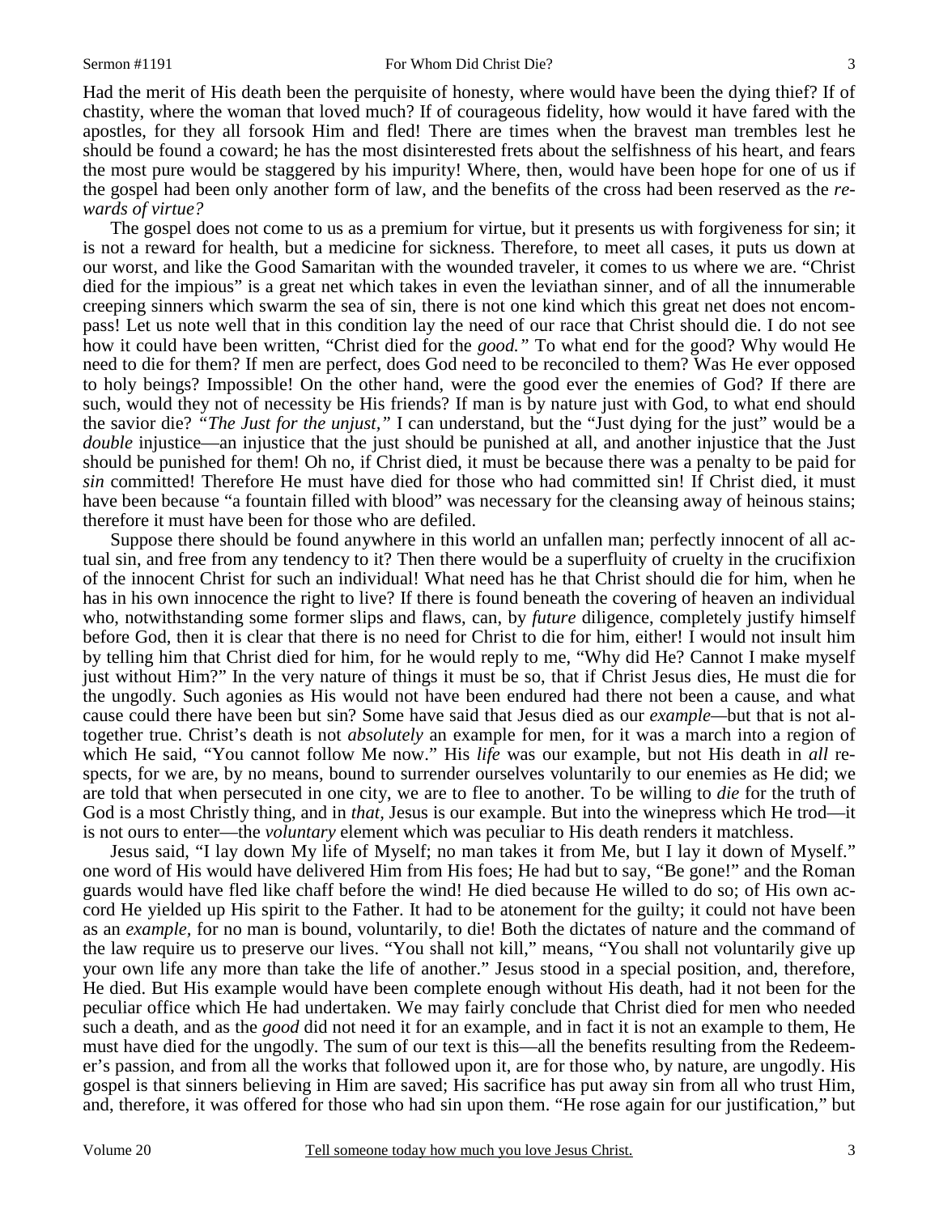Had the merit of His death been the perquisite of honesty, where would have been the dying thief? If of chastity, where the woman that loved much? If of courageous fidelity, how would it have fared with the apostles, for they all forsook Him and fled! There are times when the bravest man trembles lest he should be found a coward; he has the most disinterested frets about the selfishness of his heart, and fears the most pure would be staggered by his impurity! Where, then, would have been hope for one of us if the gospel had been only another form of law, and the benefits of the cross had been reserved as the *rewards of virtue?*

The gospel does not come to us as a premium for virtue, but it presents us with forgiveness for sin; it is not a reward for health, but a medicine for sickness. Therefore, to meet all cases, it puts us down at our worst, and like the Good Samaritan with the wounded traveler, it comes to us where we are. "Christ died for the impious" is a great net which takes in even the leviathan sinner, and of all the innumerable creeping sinners which swarm the sea of sin, there is not one kind which this great net does not encompass! Let us note well that in this condition lay the need of our race that Christ should die. I do not see how it could have been written, "Christ died for the *good."* To what end for the good? Why would He need to die for them? If men are perfect, does God need to be reconciled to them? Was He ever opposed to holy beings? Impossible! On the other hand, were the good ever the enemies of God? If there are such, would they not of necessity be His friends? If man is by nature just with God, to what end should the savior die? *"The Just for the unjust,"* I can understand, but the "Just dying for the just" would be a *double* injustice—an injustice that the just should be punished at all, and another injustice that the Just should be punished for them! Oh no, if Christ died, it must be because there was a penalty to be paid for *sin* committed! Therefore He must have died for those who had committed sin! If Christ died, it must have been because "a fountain filled with blood" was necessary for the cleansing away of heinous stains; therefore it must have been for those who are defiled.

Suppose there should be found anywhere in this world an unfallen man; perfectly innocent of all actual sin, and free from any tendency to it? Then there would be a superfluity of cruelty in the crucifixion of the innocent Christ for such an individual! What need has he that Christ should die for him, when he has in his own innocence the right to live? If there is found beneath the covering of heaven an individual who, notwithstanding some former slips and flaws, can, by *future* diligence, completely justify himself before God, then it is clear that there is no need for Christ to die for him, either! I would not insult him by telling him that Christ died for him, for he would reply to me, "Why did He? Cannot I make myself just without Him?" In the very nature of things it must be so, that if Christ Jesus dies, He must die for the ungodly. Such agonies as His would not have been endured had there not been a cause, and what cause could there have been but sin? Some have said that Jesus died as our *example*—but that is not altogether true. Christ's death is not *absolutely* an example for men, for it was a march into a region of which He said, "You cannot follow Me now." His *life* was our example, but not His death in *all* respects, for we are, by no means, bound to surrender ourselves voluntarily to our enemies as He did; we are told that when persecuted in one city, we are to flee to another. To be willing to *die* for the truth of God is a most Christly thing, and in *that,* Jesus is our example. But into the winepress which He trod—it is not ours to enter—the *voluntary* element which was peculiar to His death renders it matchless.

Jesus said, "I lay down My life of Myself; no man takes it from Me, but I lay it down of Myself." one word of His would have delivered Him from His foes; He had but to say, "Be gone!" and the Roman guards would have fled like chaff before the wind! He died because He willed to do so; of His own accord He yielded up His spirit to the Father. It had to be atonement for the guilty; it could not have been as an *example,* for no man is bound, voluntarily, to die! Both the dictates of nature and the command of the law require us to preserve our lives. "You shall not kill," means, "You shall not voluntarily give up your own life any more than take the life of another." Jesus stood in a special position, and, therefore, He died. But His example would have been complete enough without His death, had it not been for the peculiar office which He had undertaken. We may fairly conclude that Christ died for men who needed such a death, and as the *good* did not need it for an example, and in fact it is not an example to them, He must have died for the ungodly. The sum of our text is this—all the benefits resulting from the Redeemer's passion, and from all the works that followed upon it, are for those who, by nature, are ungodly. His gospel is that sinners believing in Him are saved; His sacrifice has put away sin from all who trust Him, and, therefore, it was offered for those who had sin upon them. "He rose again for our justification," but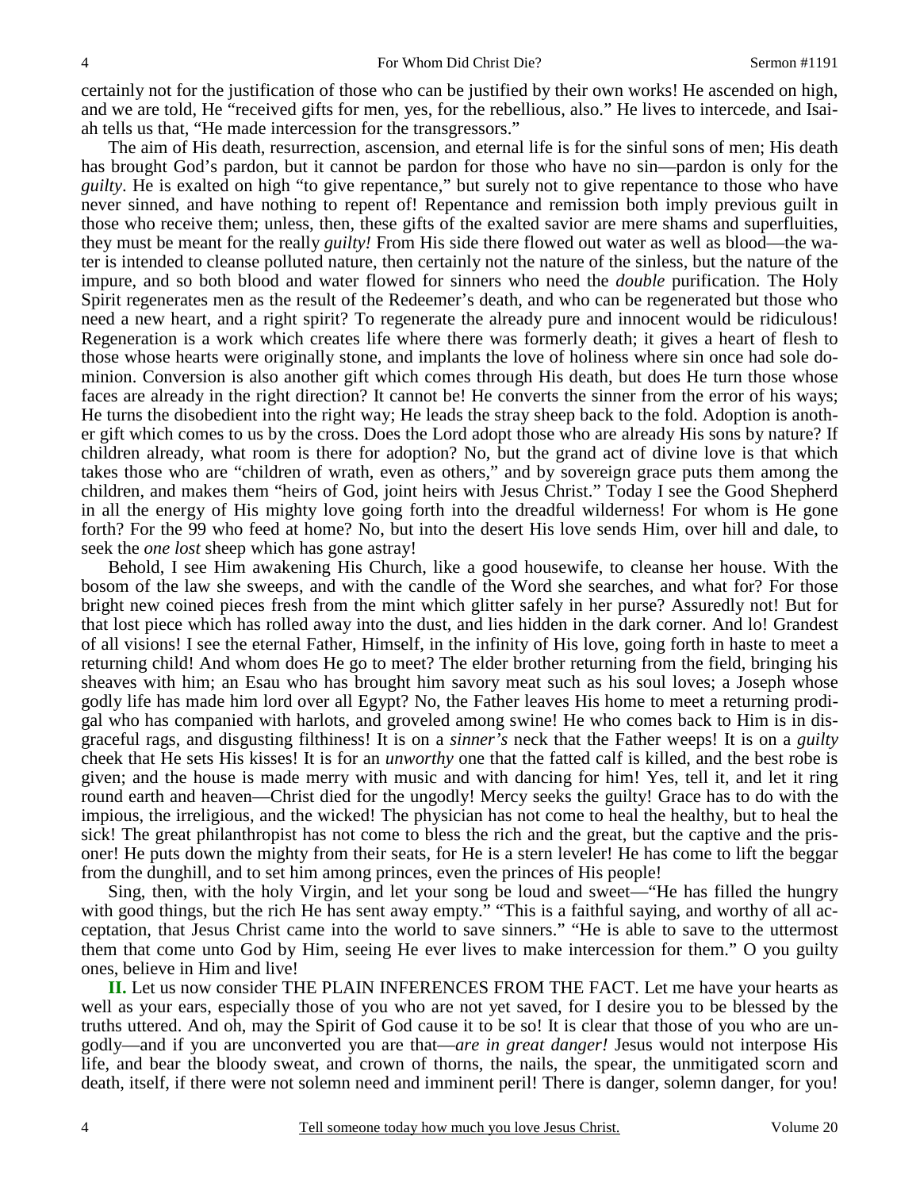certainly not for the justification of those who can be justified by their own works! He ascended on high, and we are told, He "received gifts for men, yes, for the rebellious, also." He lives to intercede, and Isaiah tells us that, "He made intercession for the transgressors."

The aim of His death, resurrection, ascension, and eternal life is for the sinful sons of men; His death has brought God's pardon, but it cannot be pardon for those who have no sin—pardon is only for the *guilty*. He is exalted on high "to give repentance," but surely not to give repentance to those who have never sinned, and have nothing to repent of! Repentance and remission both imply previous guilt in those who receive them; unless, then, these gifts of the exalted savior are mere shams and superfluities, they must be meant for the really *guilty!* From His side there flowed out water as well as blood—the water is intended to cleanse polluted nature, then certainly not the nature of the sinless, but the nature of the impure, and so both blood and water flowed for sinners who need the *double* purification. The Holy Spirit regenerates men as the result of the Redeemer's death, and who can be regenerated but those who need a new heart, and a right spirit? To regenerate the already pure and innocent would be ridiculous! Regeneration is a work which creates life where there was formerly death; it gives a heart of flesh to those whose hearts were originally stone, and implants the love of holiness where sin once had sole dominion. Conversion is also another gift which comes through His death, but does He turn those whose faces are already in the right direction? It cannot be! He converts the sinner from the error of his ways; He turns the disobedient into the right way; He leads the stray sheep back to the fold. Adoption is another gift which comes to us by the cross. Does the Lord adopt those who are already His sons by nature? If children already, what room is there for adoption? No, but the grand act of divine love is that which takes those who are "children of wrath, even as others," and by sovereign grace puts them among the children, and makes them "heirs of God, joint heirs with Jesus Christ." Today I see the Good Shepherd in all the energy of His mighty love going forth into the dreadful wilderness! For whom is He gone forth? For the 99 who feed at home? No, but into the desert His love sends Him, over hill and dale, to seek the *one lost* sheep which has gone astray!

Behold, I see Him awakening His Church, like a good housewife, to cleanse her house. With the bosom of the law she sweeps, and with the candle of the Word she searches, and what for? For those bright new coined pieces fresh from the mint which glitter safely in her purse? Assuredly not! But for that lost piece which has rolled away into the dust, and lies hidden in the dark corner. And lo! Grandest of all visions! I see the eternal Father, Himself, in the infinity of His love, going forth in haste to meet a returning child! And whom does He go to meet? The elder brother returning from the field, bringing his sheaves with him; an Esau who has brought him savory meat such as his soul loves; a Joseph whose godly life has made him lord over all Egypt? No, the Father leaves His home to meet a returning prodigal who has companied with harlots, and groveled among swine! He who comes back to Him is in disgraceful rags, and disgusting filthiness! It is on a *sinner's* neck that the Father weeps! It is on a *guilty* cheek that He sets His kisses! It is for an *unworthy* one that the fatted calf is killed, and the best robe is given; and the house is made merry with music and with dancing for him! Yes, tell it, and let it ring round earth and heaven—Christ died for the ungodly! Mercy seeks the guilty! Grace has to do with the impious, the irreligious, and the wicked! The physician has not come to heal the healthy, but to heal the sick! The great philanthropist has not come to bless the rich and the great, but the captive and the prisoner! He puts down the mighty from their seats, for He is a stern leveler! He has come to lift the beggar from the dunghill, and to set him among princes, even the princes of His people!

Sing, then, with the holy Virgin, and let your song be loud and sweet—"He has filled the hungry with good things, but the rich He has sent away empty." "This is a faithful saying, and worthy of all acceptation, that Jesus Christ came into the world to save sinners." "He is able to save to the uttermost them that come unto God by Him, seeing He ever lives to make intercession for them." O you guilty ones, believe in Him and live!

**II.** Let us now consider THE PLAIN INFERENCES FROM THE FACT. Let me have your hearts as well as your ears, especially those of you who are not yet saved, for I desire you to be blessed by the truths uttered. And oh, may the Spirit of God cause it to be so! It is clear that those of you who are ungodly—and if you are unconverted you are that—*are in great danger!* Jesus would not interpose His life, and bear the bloody sweat, and crown of thorns, the nails, the spear, the unmitigated scorn and death, itself, if there were not solemn need and imminent peril! There is danger, solemn danger, for you!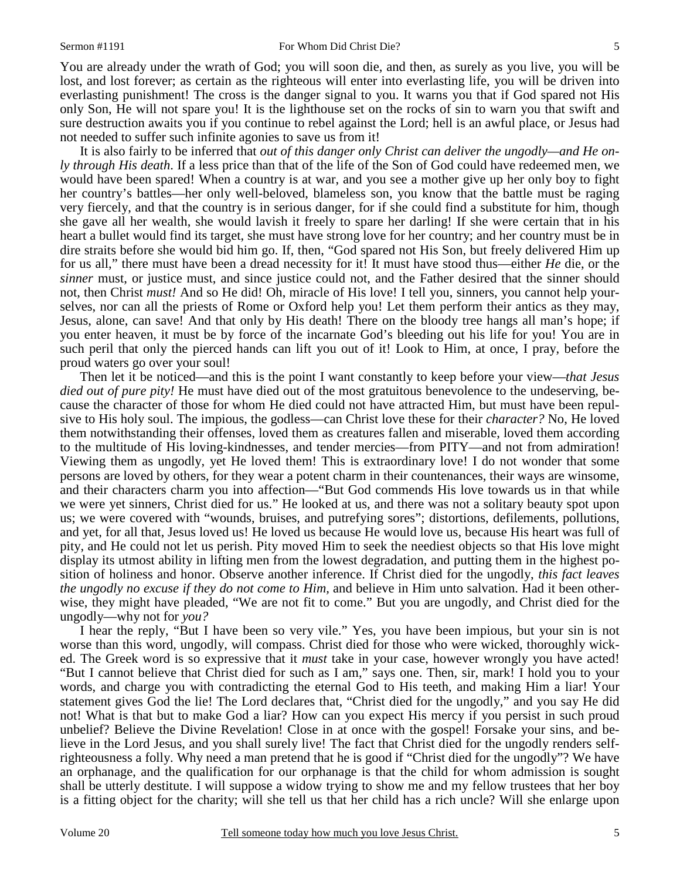You are already under the wrath of God; you will soon die, and then, as surely as you live, you will be lost, and lost forever; as certain as the righteous will enter into everlasting life, you will be driven into everlasting punishment! The cross is the danger signal to you. It warns you that if God spared not His only Son, He will not spare you! It is the lighthouse set on the rocks of sin to warn you that swift and sure destruction awaits you if you continue to rebel against the Lord; hell is an awful place, or Jesus had not needed to suffer such infinite agonies to save us from it!

It is also fairly to be inferred that *out of this danger only Christ can deliver the ungodly—and He only through His death*. If a less price than that of the life of the Son of God could have redeemed men, we would have been spared! When a country is at war, and you see a mother give up her only boy to fight her country's battles—her only well-beloved, blameless son, you know that the battle must be raging very fiercely, and that the country is in serious danger, for if she could find a substitute for him, though she gave all her wealth, she would lavish it freely to spare her darling! If she were certain that in his heart a bullet would find its target, she must have strong love for her country; and her country must be in dire straits before she would bid him go. If, then, "God spared not His Son, but freely delivered Him up for us all," there must have been a dread necessity for it! It must have stood thus—either *He* die, or the *sinner* must, or justice must, and since justice could not, and the Father desired that the sinner should not, then Christ *must!* And so He did! Oh, miracle of His love! I tell you, sinners, you cannot help yourselves, nor can all the priests of Rome or Oxford help you! Let them perform their antics as they may, Jesus, alone, can save! And that only by His death! There on the bloody tree hangs all man's hope; if you enter heaven, it must be by force of the incarnate God's bleeding out his life for you! You are in such peril that only the pierced hands can lift you out of it! Look to Him, at once, I pray, before the proud waters go over your soul!

Then let it be noticed—and this is the point I want constantly to keep before your view—*that Jesus died out of pure pity!* He must have died out of the most gratuitous benevolence to the undeserving, because the character of those for whom He died could not have attracted Him, but must have been repulsive to His holy soul. The impious, the godless—can Christ love these for their *character?* No, He loved them notwithstanding their offenses, loved them as creatures fallen and miserable, loved them according to the multitude of His loving-kindnesses, and tender mercies—from PITY—and not from admiration! Viewing them as ungodly, yet He loved them! This is extraordinary love! I do not wonder that some persons are loved by others, for they wear a potent charm in their countenances, their ways are winsome, and their characters charm you into affection—"But God commends His love towards us in that while we were yet sinners, Christ died for us." He looked at us, and there was not a solitary beauty spot upon us; we were covered with "wounds, bruises, and putrefying sores"; distortions, defilements, pollutions, and yet, for all that, Jesus loved us! He loved us because He would love us, because His heart was full of pity, and He could not let us perish. Pity moved Him to seek the neediest objects so that His love might display its utmost ability in lifting men from the lowest degradation, and putting them in the highest position of holiness and honor. Observe another inference. If Christ died for the ungodly, *this fact leaves the ungodly no excuse if they do not come to Him*, and believe in Him unto salvation. Had it been otherwise, they might have pleaded, "We are not fit to come." But you are ungodly, and Christ died for the ungodly—why not for *you?*

I hear the reply, "But I have been so very vile." Yes, you have been impious, but your sin is not worse than this word, ungodly, will compass. Christ died for those who were wicked, thoroughly wicked. The Greek word is so expressive that it *must* take in your case, however wrongly you have acted! "But I cannot believe that Christ died for such as I am," says one. Then, sir, mark! I hold you to your words, and charge you with contradicting the eternal God to His teeth, and making Him a liar! Your statement gives God the lie! The Lord declares that, "Christ died for the ungodly," and you say He did not! What is that but to make God a liar? How can you expect His mercy if you persist in such proud unbelief? Believe the Divine Revelation! Close in at once with the gospel! Forsake your sins, and believe in the Lord Jesus, and you shall surely live! The fact that Christ died for the ungodly renders self-righteousness a folly. Why need a man pretend that he is good if "Christ died for the ungodly"? We have an orphanage, and the qualification for our orphanage is that the child for whom admission is sought shall be utterly destitute. I will suppose a widow trying to show me and my fellow trustees that her boy is a fitting object for the charity; will she tell us that her child has a rich uncle? Will she enlarge upon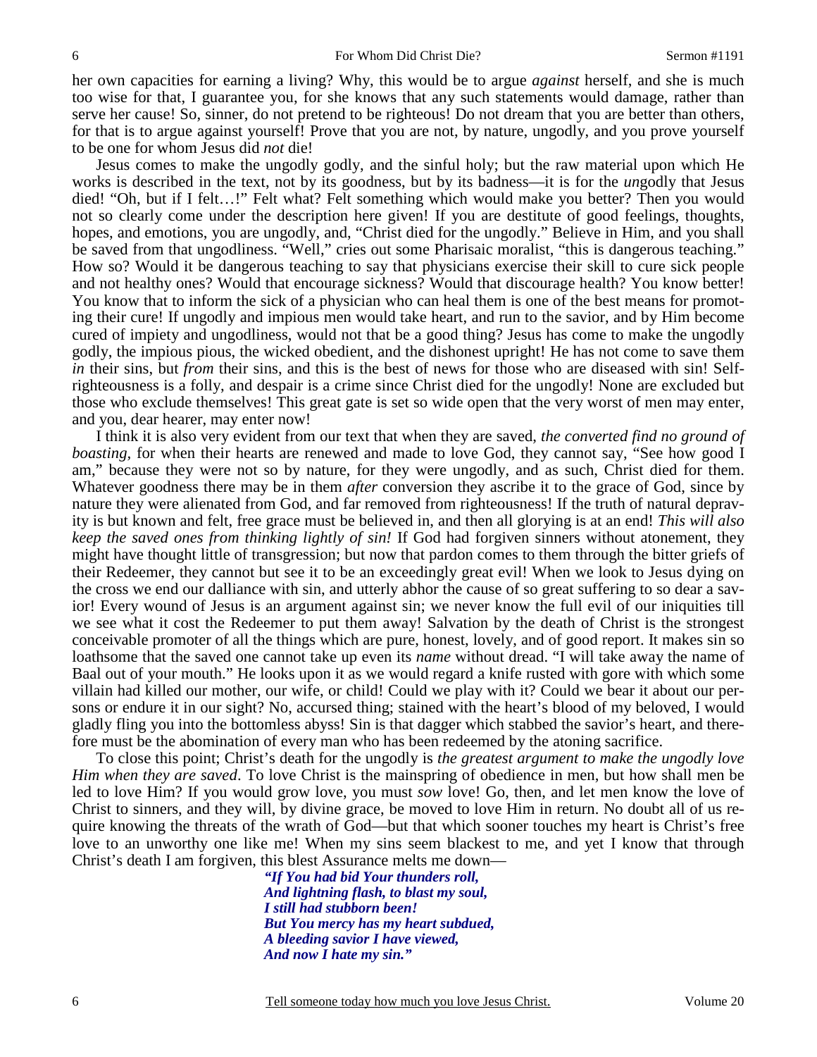her own capacities for earning a living? Why, this would be to argue *against* herself, and she is much too wise for that, I guarantee you, for she knows that any such statements would damage, rather than serve her cause! So, sinner, do not pretend to be righteous! Do not dream that you are better than others, for that is to argue against yourself! Prove that you are not, by nature, ungodly, and you prove yourself to be one for whom Jesus did *not* die!

Jesus comes to make the ungodly godly, and the sinful holy; but the raw material upon which He works is described in the text, not by its goodness, but by its badness—it is for the *un*godly that Jesus died! "Oh, but if I felt…!" Felt what? Felt something which would make you better? Then you would not so clearly come under the description here given! If you are destitute of good feelings, thoughts, hopes, and emotions, you are ungodly, and, "Christ died for the ungodly." Believe in Him, and you shall be saved from that ungodliness. "Well," cries out some Pharisaic moralist, "this is dangerous teaching." How so? Would it be dangerous teaching to say that physicians exercise their skill to cure sick people and not healthy ones? Would that encourage sickness? Would that discourage health? You know better! You know that to inform the sick of a physician who can heal them is one of the best means for promoting their cure! If ungodly and impious men would take heart, and run to the savior, and by Him become cured of impiety and ungodliness, would not that be a good thing? Jesus has come to make the ungodly godly, the impious pious, the wicked obedient, and the dishonest upright! He has not come to save them *in* their sins, but *from* their sins, and this is the best of news for those who are diseased with sin! Self-righteousness is a folly, and despair is a crime since Christ died for the ungodly! None are excluded but those who exclude themselves! This great gate is set so wide open that the very worst of men may enter, and you, dear hearer, may enter now!

I think it is also very evident from our text that when they are saved, *the converted find no ground of boasting,* for when their hearts are renewed and made to love God, they cannot say, "See how good I am," because they were not so by nature, for they were ungodly, and as such, Christ died for them. Whatever goodness there may be in them *after* conversion they ascribe it to the grace of God, since by nature they were alienated from God, and far removed from righteousness! If the truth of natural depravity is but known and felt, free grace must be believed in, and then all glorying is at an end! *This will also keep the saved ones from thinking lightly of sin!* If God had forgiven sinners without atonement, they might have thought little of transgression; but now that pardon comes to them through the bitter griefs of their Redeemer, they cannot but see it to be an exceedingly great evil! When we look to Jesus dying on the cross we end our dalliance with sin, and utterly abhor the cause of so great suffering to so dear a savior! Every wound of Jesus is an argument against sin; we never know the full evil of our iniquities till we see what it cost the Redeemer to put them away! Salvation by the death of Christ is the strongest conceivable promoter of all the things which are pure, honest, lovely, and of good report. It makes sin so loathsome that the saved one cannot take up even its *name* without dread. "I will take away the name of Baal out of your mouth." He looks upon it as we would regard a knife rusted with gore with which some villain had killed our mother, our wife, or child! Could we play with it? Could we bear it about our persons or endure it in our sight? No, accursed thing; stained with the heart's blood of my beloved, I would gladly fling you into the bottomless abyss! Sin is that dagger which stabbed the savior's heart, and therefore must be the abomination of every man who has been redeemed by the atoning sacrifice.

To close this point; Christ's death for the ungodly is *the greatest argument to make the ungodly love Him when they are saved*. To love Christ is the mainspring of obedience in men, but how shall men be led to love Him? If you would grow love, you must *sow* love! Go, then, and let men know the love of Christ to sinners, and they will, by divine grace, be moved to love Him in return. No doubt all of us require knowing the threats of the wrath of God—but that which sooner touches my heart is Christ's free love to an unworthy one like me! When my sins seem blackest to me, and yet I know that through Christ's death I am forgiven, this blest Assurance melts me down—

> ***"If You had bid Your thunders roll,***
> ***And lightning flash, to blast my soul,***
> ***I still had stubborn been!***
> ***But You mercy has my heart subdued,***
> ***A bleeding savior I have viewed,***
> ***And now I hate my sin."***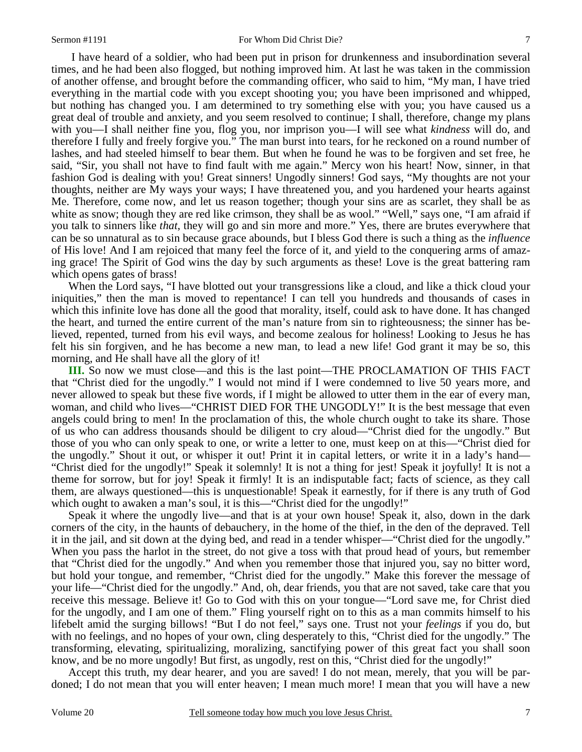I have heard of a soldier, who had been put in prison for drunkenness and insubordination several times, and he had been also flogged, but nothing improved him. At last he was taken in the commission of another offense, and brought before the commanding officer, who said to him, "My man, I have tried everything in the martial code with you except shooting you; you have been imprisoned and whipped, but nothing has changed you. I am determined to try something else with you; you have caused us a great deal of trouble and anxiety, and you seem resolved to continue; I shall, therefore, change my plans with you—I shall neither fine you, flog you, nor imprison you—I will see what *kindness* will do, and therefore I fully and freely forgive you." The man burst into tears, for he reckoned on a round number of lashes, and had steeled himself to bear them. But when he found he was to be forgiven and set free, he said, "Sir, you shall not have to find fault with me again." Mercy won his heart! Now, sinner, in that fashion God is dealing with you! Great sinners! Ungodly sinners! God says, "My thoughts are not your thoughts, neither are My ways your ways; I have threatened you, and you hardened your hearts against Me. Therefore, come now, and let us reason together; though your sins are as scarlet, they shall be as white as snow; though they are red like crimson, they shall be as wool." "Well," says one, "I am afraid if you talk to sinners like *that*, they will go and sin more and more." Yes, there are brutes everywhere that can be so unnatural as to sin because grace abounds, but I bless God there is such a thing as the *influence* of His love! And I am rejoiced that many feel the force of it, and yield to the conquering arms of amazing grace! The Spirit of God wins the day by such arguments as these! Love is the great battering ram which opens gates of brass!

When the Lord says, "I have blotted out your transgressions like a cloud, and like a thick cloud your iniquities," then the man is moved to repentance! I can tell you hundreds and thousands of cases in which this infinite love has done all the good that morality, itself, could ask to have done. It has changed the heart, and turned the entire current of the man's nature from sin to righteousness; the sinner has believed, repented, turned from his evil ways, and become zealous for holiness! Looking to Jesus he has felt his sin forgiven, and he has become a new man, to lead a new life! God grant it may be so, this morning, and He shall have all the glory of it!

**III.** So now we must close—and this is the last point—THE PROCLAMATION OF THIS FACT that "Christ died for the ungodly." I would not mind if I were condemned to live 50 years more, and never allowed to speak but these five words, if I might be allowed to utter them in the ear of every man, woman, and child who lives—"CHRIST DIED FOR THE UNGODLY!" It is the best message that even angels could bring to men! In the proclamation of this, the whole church ought to take its share. Those of us who can address thousands should be diligent to cry aloud—"Christ died for the ungodly." But those of you who can only speak to one, or write a letter to one, must keep on at this—"Christ died for the ungodly." Shout it out, or whisper it out! Print it in capital letters, or write it in a lady's hand—"Christ died for the ungodly!" Speak it solemnly! It is not a thing for jest! Speak it joyfully! It is not a theme for sorrow, but for joy! Speak it firmly! It is an indisputable fact; facts of science, as they call them, are always questioned—this is unquestionable! Speak it earnestly, for if there is any truth of God which ought to awaken a man's soul, it is this—"Christ died for the ungodly!"

Speak it where the ungodly live—and that is at your own house! Speak it, also, down in the dark corners of the city, in the haunts of debauchery, in the home of the thief, in the den of the depraved. Tell it in the jail, and sit down at the dying bed, and read in a tender whisper—"Christ died for the ungodly." When you pass the harlot in the street, do not give a toss with that proud head of yours, but remember that "Christ died for the ungodly." And when you remember those that injured you, say no bitter word, but hold your tongue, and remember, "Christ died for the ungodly." Make this forever the message of your life—"Christ died for the ungodly." And, oh, dear friends, you that are not saved, take care that you receive this message. Believe it! Go to God with this on your tongue—"Lord save me, for Christ died for the ungodly, and I am one of them." Fling yourself right on to this as a man commits himself to his lifebelt amid the surging billows! "But I do not feel," says one. Trust not your *feelings* if you do, but with no feelings, and no hopes of your own, cling desperately to this, "Christ died for the ungodly." The transforming, elevating, spiritualizing, moralizing, sanctifying power of this great fact you shall soon know, and be no more ungodly! But first, as ungodly, rest on this, "Christ died for the ungodly!"

Accept this truth, my dear hearer, and you are saved! I do not mean, merely, that you will be pardoned; I do not mean that you will enter heaven; I mean much more! I mean that you will have a new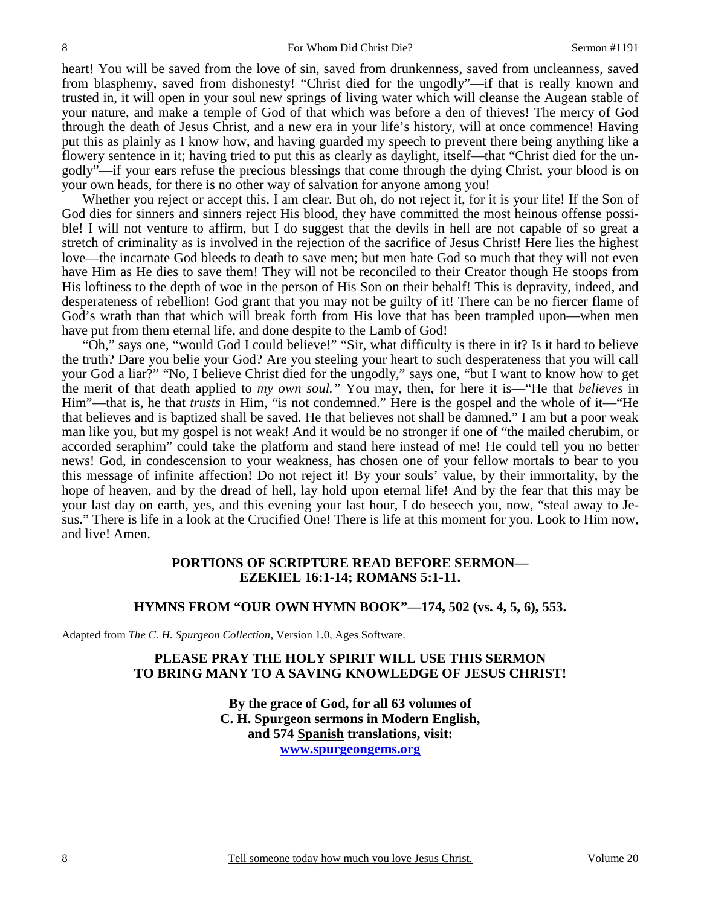heart! You will be saved from the love of sin, saved from drunkenness, saved from uncleanness, saved from blasphemy, saved from dishonesty! "Christ died for the ungodly"—if that is really known and trusted in, it will open in your soul new springs of living water which will cleanse the Augean stable of your nature, and make a temple of God of that which was before a den of thieves! The mercy of God through the death of Jesus Christ, and a new era in your life's history, will at once commence! Having put this as plainly as I know how, and having guarded my speech to prevent there being anything like a flowery sentence in it; having tried to put this as clearly as daylight, itself—that "Christ died for the ungodly"—if your ears refuse the precious blessings that come through the dying Christ, your blood is on your own heads, for there is no other way of salvation for anyone among you!

Whether you reject or accept this, I am clear. But oh, do not reject it, for it is your life! If the Son of God dies for sinners and sinners reject His blood, they have committed the most heinous offense possible! I will not venture to affirm, but I do suggest that the devils in hell are not capable of so great a stretch of criminality as is involved in the rejection of the sacrifice of Jesus Christ! Here lies the highest love—the incarnate God bleeds to death to save men; but men hate God so much that they will not even have Him as He dies to save them! They will not be reconciled to their Creator though He stoops from His loftiness to the depth of woe in the person of His Son on their behalf! This is depravity, indeed, and desperateness of rebellion! God grant that you may not be guilty of it! There can be no fiercer flame of God's wrath than that which will break forth from His love that has been trampled upon—when men have put from them eternal life, and done despite to the Lamb of God!

"Oh," says one, "would God I could believe!" "Sir, what difficulty is there in it? Is it hard to believe the truth? Dare you belie your God? Are you steeling your heart to such desperateness that you will call your God a liar?" "No, I believe Christ died for the ungodly," says one, "but I want to know how to get the merit of that death applied to *my own soul."* You may, then, for here it is—"He that *believes* in Him"—that is, he that *trusts* in Him, "is not condemned." Here is the gospel and the whole of it—"He that believes and is baptized shall be saved. He that believes not shall be damned." I am but a poor weak man like you, but my gospel is not weak! And it would be no stronger if one of "the mailed cherubim, or accorded seraphim" could take the platform and stand here instead of me! He could tell you no better news! God, in condescension to your weakness, has chosen one of your fellow mortals to bear to you this message of infinite affection! Do not reject it! By your souls' value, by their immortality, by the hope of heaven, and by the dread of hell, lay hold upon eternal life! And by the fear that this may be your last day on earth, yes, and this evening your last hour, I do beseech you, now, "steal away to Jesus." There is life in a look at the Crucified One! There is life at this moment for you. Look to Him now, and live! Amen.

**PORTIONS OF SCRIPTURE READ BEFORE SERMON—
EZEKIEL 16:1-14; ROMANS 5:1-11.**

**HYMNS FROM "OUR OWN HYMN BOOK"—174, 502 (vs. 4, 5, 6), 553.**

Adapted from *The C. H. Spurgeon Collection*, Version 1.0, Ages Software.

**PLEASE PRAY THE HOLY SPIRIT WILL USE THIS SERMON
TO BRING MANY TO A SAVING KNOWLEDGE OF JESUS CHRIST!**

**By the grace of God, for all 63 volumes of
C. H. Spurgeon sermons in Modern English,
and 574 Spanish translations, visit:
www.spurgeongems.org**